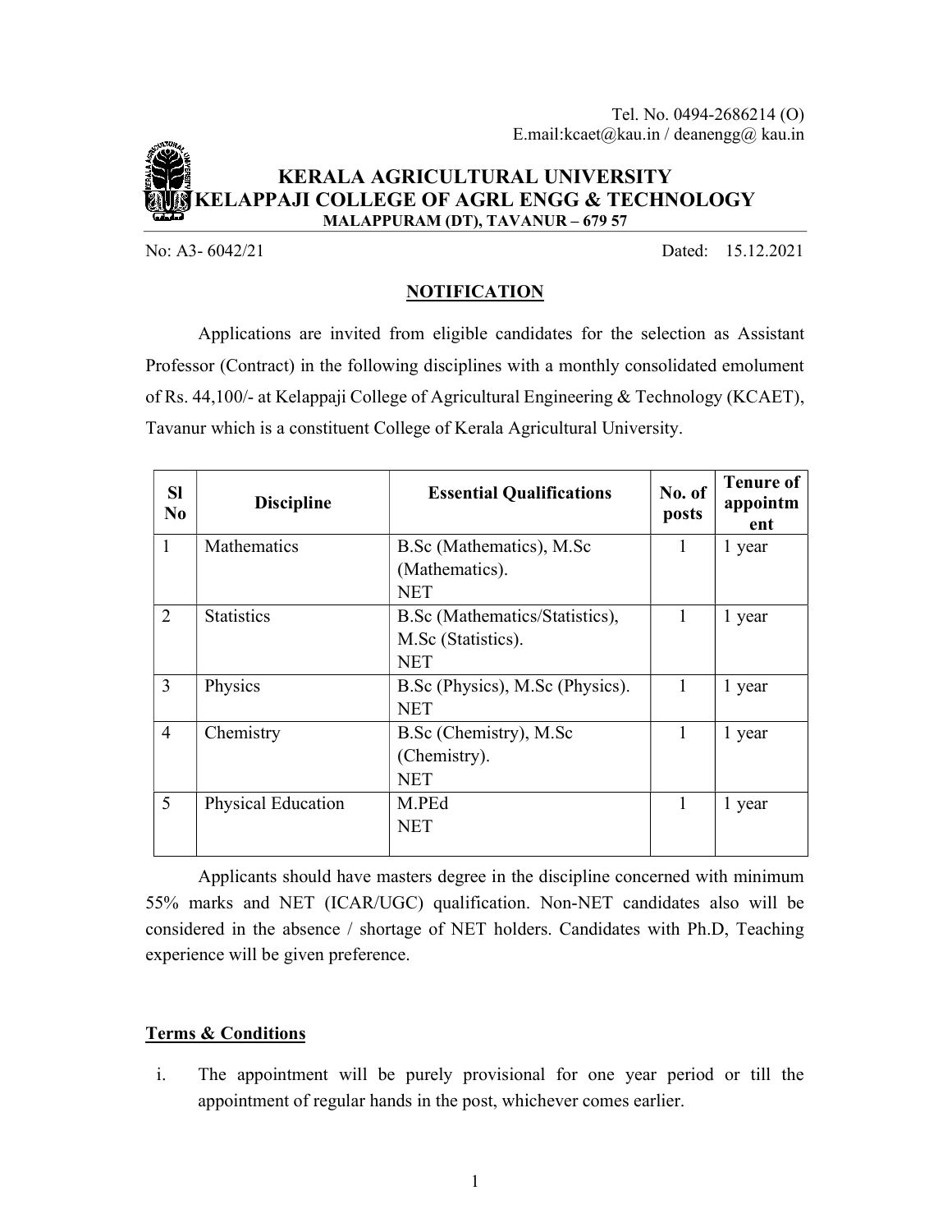Tel. No. 0494-2686214 (O)
E.mail:kcaet@kau.in / deanengg@ kau.in

# KERALA AGRICULTURAL UNIVERSITY
# KELAPPAJI COLLEGE OF AGRL ENGG & TECHNOLOGY
### MALAPPURAM (DT), TAVANUR – 679 57

No: A3- 6042/21 Dated: 15.12.2021

## NOTIFICATION

Applications are invited from eligible candidates for the selection as Assistant Professor (Contract) in the following disciplines with a monthly consolidated emolument of Rs. 44,100/- at Kelappaji College of Agricultural Engineering & Technology (KCAET), Tavanur which is a constituent College of Kerala Agricultural University.

| Sl No | Discipline | Essential Qualifications | No. of posts | Tenure of appointment |
|---|---|---|---|---|
| 1 | Mathematics | B.Sc (Mathematics), M.Sc (Mathematics). NET | 1 | 1 year |
| 2 | Statistics | B.Sc (Mathematics/Statistics), M.Sc (Statistics). NET | 1 | 1 year |
| 3 | Physics | B.Sc (Physics), M.Sc (Physics). NET | 1 | 1 year |
| 4 | Chemistry | B.Sc (Chemistry), M.Sc (Chemistry). NET | 1 | 1 year |
| 5 | Physical Education | M.PEd NET | 1 | 1 year |

Applicants should have masters degree in the discipline concerned with minimum 55% marks and NET (ICAR/UGC) qualification. Non-NET candidates also will be considered in the absence / shortage of NET holders. Candidates with Ph.D, Teaching experience will be given preference.

## Terms & Conditions

i. The appointment will be purely provisional for one year period or till the appointment of regular hands in the post, whichever comes earlier.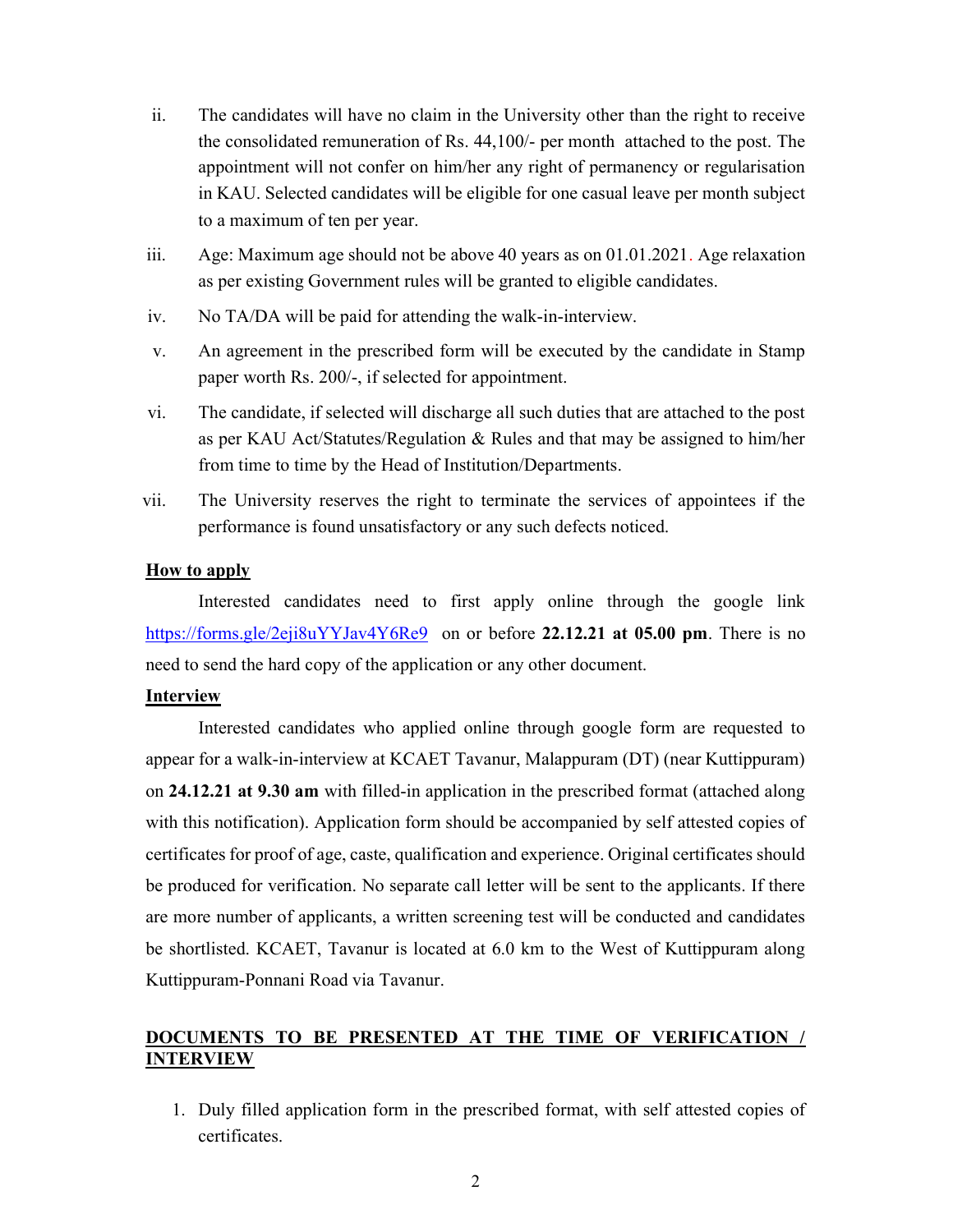ii. The candidates will have no claim in the University other than the right to receive the consolidated remuneration of Rs. 44,100/- per month attached to the post. The appointment will not confer on him/her any right of permanency or regularisation in KAU. Selected candidates will be eligible for one casual leave per month subject to a maximum of ten per year.

iii. Age: Maximum age should not be above 40 years as on 01.01.2021. Age relaxation as per existing Government rules will be granted to eligible candidates.

iv. No TA/DA will be paid for attending the walk-in-interview.

v. An agreement in the prescribed form will be executed by the candidate in Stamp paper worth Rs. 200/-, if selected for appointment.

vi. The candidate, if selected will discharge all such duties that are attached to the post as per KAU Act/Statutes/Regulation & Rules and that may be assigned to him/her from time to time by the Head of Institution/Departments.

vii. The University reserves the right to terminate the services of appointees if the performance is found unsatisfactory or any such defects noticed.

**How to apply**

Interested candidates need to first apply online through the google link https://forms.gle/2eji8uYYJav4Y6Re9 on or before **22.12.21 at 05.00 pm**. There is no need to send the hard copy of the application or any other document.

**Interview**

Interested candidates who applied online through google form are requested to appear for a walk-in-interview at KCAET Tavanur, Malappuram (DT) (near Kuttippuram) on **24.12.21 at 9.30 am** with filled-in application in the prescribed format (attached along with this notification). Application form should be accompanied by self attested copies of certificates for proof of age, caste, qualification and experience. Original certificates should be produced for verification. No separate call letter will be sent to the applicants. If there are more number of applicants, a written screening test will be conducted and candidates be shortlisted. KCAET, Tavanur is located at 6.0 km to the West of Kuttippuram along Kuttippuram-Ponnani Road via Tavanur.

**DOCUMENTS TO BE PRESENTED AT THE TIME OF VERIFICATION / INTERVIEW**

1. Duly filled application form in the prescribed format, with self attested copies of certificates.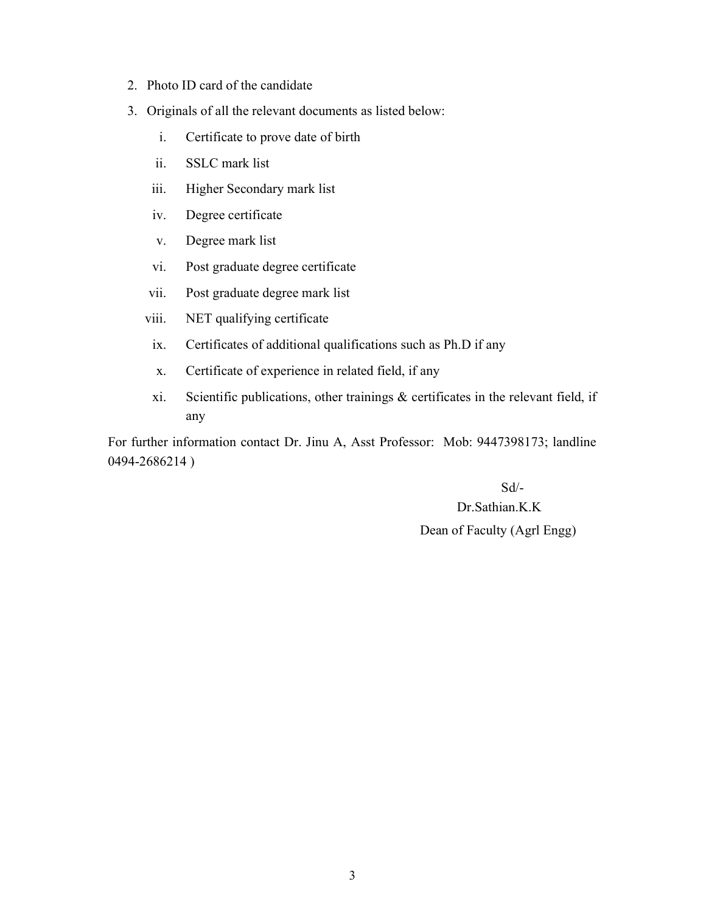2. Photo ID card of the candidate
3. Originals of all the relevant documents as listed below:
   i. Certificate to prove date of birth
   ii. SSLC mark list
   iii. Higher Secondary mark list
   iv. Degree certificate
   v. Degree mark list
   vi. Post graduate degree certificate
   vii. Post graduate degree mark list
   viii. NET qualifying certificate
   ix. Certificates of additional qualifications such as Ph.D if any
   x. Certificate of experience in related field, if any
   xi. Scientific publications, other trainings & certificates in the relevant field, if any

For further information contact Dr. Jinu A, Asst Professor: Mob: 9447398173; landline 0494-2686214 )

Sd/-

Dr.Sathian.K.K

Dean of Faculty (Agrl Engg)